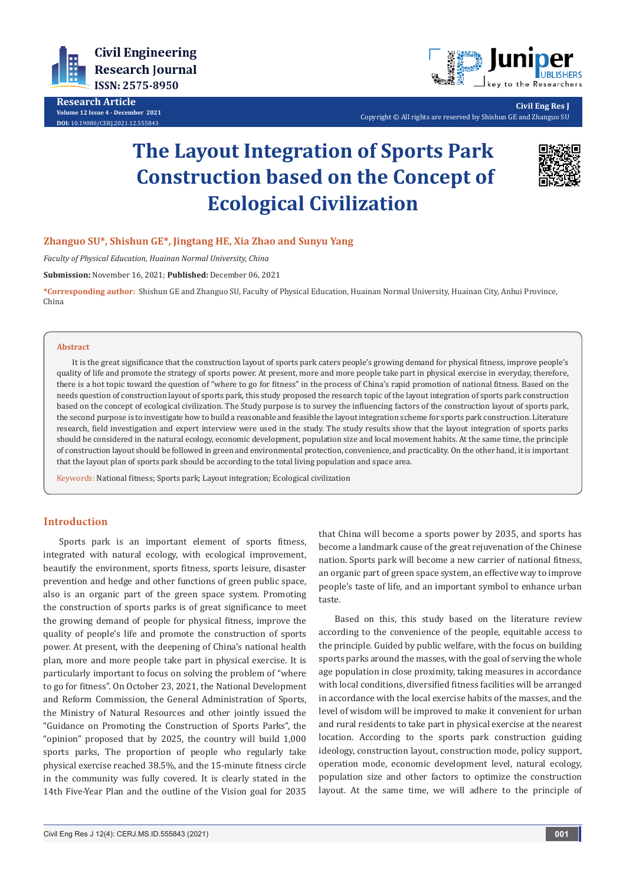Research Article

Volume 12 Issue 4 - December 2021

DOI: 10.19080/CERJ.2021.12.555843

Copyright © All rights are reserved by Shishun GE and Zhanguo SU

# The Layout Integration of Sports Park Construction based on the Concept of Ecological Civilization

**Zhanguo SU*, Shishun GE*, Jingtang HE, Xia Zhao and Sunyu Yang**

*Faculty of Physical Education, Huainan Normal University, China*

**Submission:** November 16, 2021; **Published:** December 06, 2021

***Corresponding author:** Shishun GE and Zhanguo SU, Faculty of Physical Education, Huainan Normal University, Huainan City, Anhui Province, China

## Abstract

It is the great significance that the construction layout of sports park caters people's growing demand for physical fitness, improve people's quality of life and promote the strategy of sports power. At present, more and more people take part in physical exercise in everyday, therefore, there is a hot topic toward the question of "where to go for fitness" in the process of China's rapid promotion of national fitness. Based on the needs question of construction layout of sports park, this study proposed the research topic of the layout integration of sports park construction based on the concept of ecological civilization. The Study purpose is to survey the influencing factors of the construction layout of sports park, the second purpose is to investigate how to build a reasonable and feasible the layout integration scheme for sports park construction. Literature research, field investigation and expert interview were used in the study. The study results show that the layout integration of sports parks should be considered in the natural ecology, economic development, population size and local movement habits. At the same time, the principle of construction layout should be followed in green and environmental protection, convenience, and practicality. On the other hand, it is important that the layout plan of sports park should be according to the total living population and space area.

**Keywords:** National fitness; Sports park; Layout integration; Ecological civilization

## Introduction

Sports park is an important element of sports fitness, integrated with natural ecology, with ecological improvement, beautify the environment, sports fitness, sports leisure, disaster prevention and hedge and other functions of green public space, also is an organic part of the green space system. Promoting the construction of sports parks is of great significance to meet the growing demand of people for physical fitness, improve the quality of people's life and promote the construction of sports power. At present, with the deepening of China's national health plan, more and more people take part in physical exercise. It is particularly important to focus on solving the problem of "where to go for fitness". On October 23, 2021, the National Development and Reform Commission, the General Administration of Sports, the Ministry of Natural Resources and other jointly issued the "Guidance on Promoting the Construction of Sports Parks", the "opinion" proposed that by 2025, the country will build 1,000 sports parks, The proportion of people who regularly take physical exercise reached 38.5%, and the 15-minute fitness circle in the community was fully covered. It is clearly stated in the 14th Five-Year Plan and the outline of the Vision goal for 2035 that China will become a sports power by 2035, and sports has become a landmark cause of the great rejuvenation of the Chinese nation. Sports park will become a new carrier of national fitness, an organic part of green space system, an effective way to improve people's taste of life, and an important symbol to enhance urban taste.

Based on this, this study based on the literature review according to the convenience of the people, equitable access to the principle. Guided by public welfare, with the focus on building sports parks around the masses, with the goal of serving the whole age population in close proximity, taking measures in accordance with local conditions, diversified fitness facilities will be arranged in accordance with the local exercise habits of the masses, and the level of wisdom will be improved to make it convenient for urban and rural residents to take part in physical exercise at the nearest location. According to the sports park construction guiding ideology, construction layout, construction mode, policy support, operation mode, economic development level, natural ecology, population size and other factors to optimize the construction layout. At the same time, we will adhere to the principle of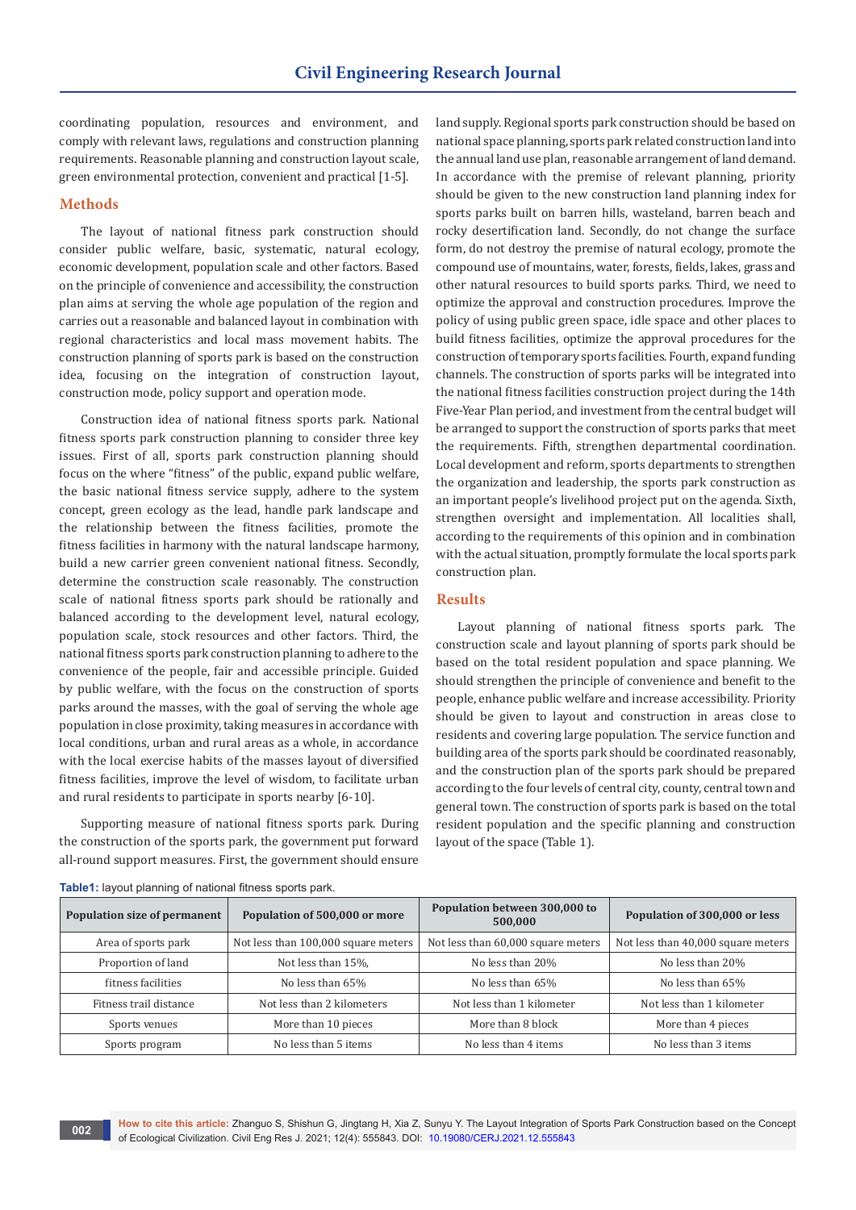coordinating population, resources and environment, and comply with relevant laws, regulations and construction planning requirements. Reasonable planning and construction layout scale, green environmental protection, convenient and practical [1-5].

## Methods

The layout of national fitness park construction should consider public welfare, basic, systematic, natural ecology, economic development, population scale and other factors. Based on the principle of convenience and accessibility, the construction plan aims at serving the whole age population of the region and carries out a reasonable and balanced layout in combination with regional characteristics and local mass movement habits. The construction planning of sports park is based on the construction idea, focusing on the integration of construction layout, construction mode, policy support and operation mode.

Construction idea of national fitness sports park. National fitness sports park construction planning to consider three key issues. First of all, sports park construction planning should focus on the where "fitness" of the public, expand public welfare, the basic national fitness service supply, adhere to the system concept, green ecology as the lead, handle park landscape and the relationship between the fitness facilities, promote the fitness facilities in harmony with the natural landscape harmony, build a new carrier green convenient national fitness. Secondly, determine the construction scale reasonably. The construction scale of national fitness sports park should be rationally and balanced according to the development level, natural ecology, population scale, stock resources and other factors. Third, the national fitness sports park construction planning to adhere to the convenience of the people, fair and accessible principle. Guided by public welfare, with the focus on the construction of sports parks around the masses, with the goal of serving the whole age population in close proximity, taking measures in accordance with local conditions, urban and rural areas as a whole, in accordance with the local exercise habits of the masses layout of diversified fitness facilities, improve the level of wisdom, to facilitate urban and rural residents to participate in sports nearby [6-10].

Supporting measure of national fitness sports park. During the construction of the sports park, the government put forward all-round support measures. First, the government should ensure land supply. Regional sports park construction should be based on national space planning, sports park related construction land into the annual land use plan, reasonable arrangement of land demand. In accordance with the premise of relevant planning, priority should be given to the new construction land planning index for sports parks built on barren hills, wasteland, barren beach and rocky desertification land. Secondly, do not change the surface form, do not destroy the premise of natural ecology, promote the compound use of mountains, water, forests, fields, lakes, grass and other natural resources to build sports parks. Third, we need to optimize the approval and construction procedures. Improve the policy of using public green space, idle space and other places to build fitness facilities, optimize the approval procedures for the construction of temporary sports facilities. Fourth, expand funding channels. The construction of sports parks will be integrated into the national fitness facilities construction project during the 14th Five-Year Plan period, and investment from the central budget will be arranged to support the construction of sports parks that meet the requirements. Fifth, strengthen departmental coordination. Local development and reform, sports departments to strengthen the organization and leadership, the sports park construction as an important people's livelihood project put on the agenda. Sixth, strengthen oversight and implementation. All localities shall, according to the requirements of this opinion and in combination with the actual situation, promptly formulate the local sports park construction plan.

## Results

Layout planning of national fitness sports park. The construction scale and layout planning of sports park should be based on the total resident population and space planning. We should strengthen the principle of convenience and benefit to the people, enhance public welfare and increase accessibility. Priority should be given to layout and construction in areas close to residents and covering large population. The service function and building area of the sports park should be coordinated reasonably, and the construction plan of the sports park should be prepared according to the four levels of central city, county, central town and general town. The construction of sports park is based on the total resident population and the specific planning and construction layout of the space (Table 1).

**Table1:** layout planning of national fitness sports park.

| Population size of permanent | Population of 500,000 or more | Population between 300,000 to 500,000 | Population of 300,000 or less |
|---|---|---|---|
| Area of sports park | Not less than 100,000 square meters | Not less than 60,000 square meters | Not less than 40,000 square meters |
| Proportion of land | Not less than 15%, | No less than 20% | No less than 20% |
| fitness facilities | No less than 65% | No less than 65% | No less than 65% |
| Fitness trail distance | Not less than 2 kilometers | Not less than 1 kilometer | Not less than 1 kilometer |
| Sports venues | More than 10 pieces | More than 8 block | More than 4 pieces |
| Sports program | No less than 5 items | No less than 4 items | No less than 3 items |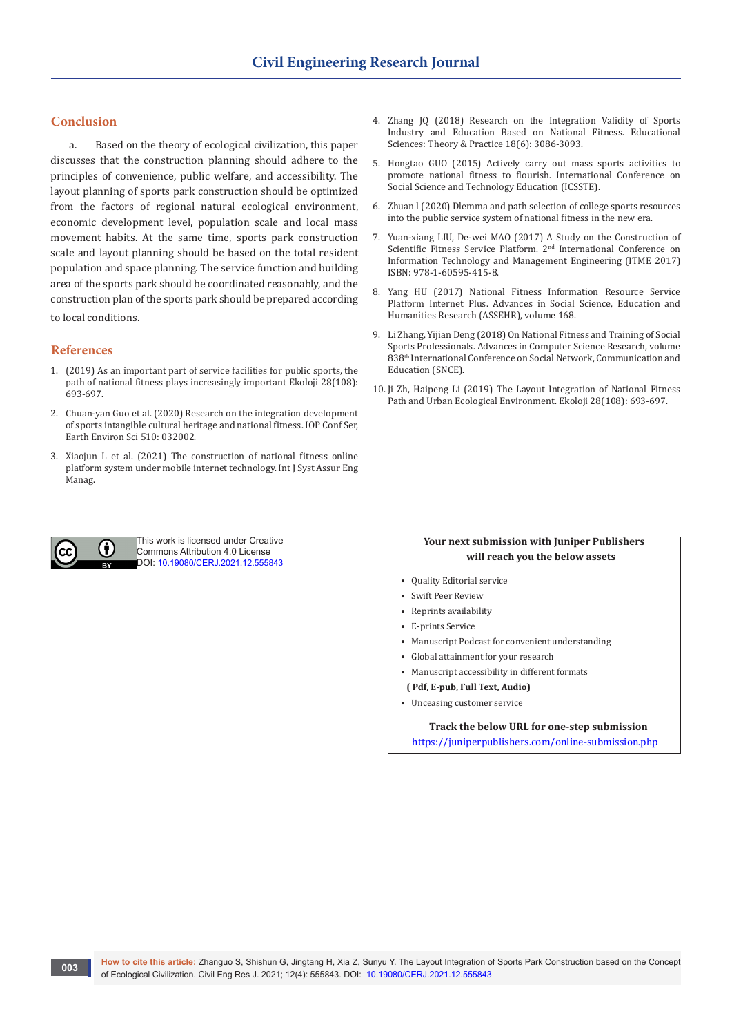## Conclusion

a. Based on the theory of ecological civilization, this paper discusses that the construction planning should adhere to the principles of convenience, public welfare, and accessibility. The layout planning of sports park construction should be optimized from the factors of regional natural ecological environment, economic development level, population scale and local mass movement habits. At the same time, sports park construction scale and layout planning should be based on the total resident population and space planning. The service function and building area of the sports park should be coordinated reasonably, and the construction plan of the sports park should be prepared according to local conditions.

## References

1. (2019) As an important part of service facilities for public sports, the path of national fitness plays increasingly important Ekoloji 28(108): 693-697.
2. Chuan-yan Guo et al. (2020) Research on the integration development of sports intangible cultural heritage and national fitness. IOP Conf Ser, Earth Environ Sci 510: 032002.
3. Xiaojun L et al. (2021) The construction of national fitness online platform system under mobile internet technology. Int J Syst Assur Eng Manag.
4. Zhang JQ (2018) Research on the Integration Validity of Sports Industry and Education Based on National Fitness. Educational Sciences: Theory & Practice 18(6): 3086-3093.
5. Hongtao GUO (2015) Actively carry out mass sports activities to promote national fitness to flourish. International Conference on Social Science and Technology Education (ICSSTE).
6. Zhuan l (2020) Dlemma and path selection of college sports resources into the public service system of national fitness in the new era.
7. Yuan-xiang LIU, De-wei MAO (2017) A Study on the Construction of Scientific Fitness Service Platform. 2nd International Conference on Information Technology and Management Engineering (ITME 2017) ISBN: 978-1-60595-415-8.
8. Yang HU (2017) National Fitness Information Resource Service Platform Internet Plus. Advances in Social Science, Education and Humanities Research (ASSEHR), volume 168.
9. Li Zhang, Yijian Deng (2018) On National Fitness and Training of Social Sports Professionals. Advances in Computer Science Research, volume 838th International Conference on Social Network, Communication and Education (SNCE).
10. Ji Zh, Haipeng Li (2019) The Layout Integration of National Fitness Path and Urban Ecological Environment. Ekoloji 28(108): 693-697.

This work is licensed under Creative Commons Attribution 4.0 License
DOI: 10.19080/CERJ.2021.12.555843

**Your next submission with Juniper Publishers will reach you the below assets**

- Quality Editorial service
- Swift Peer Review
- Reprints availability
- E-prints Service
- Manuscript Podcast for convenient understanding
- Global attainment for your research
- Manuscript accessibility in different formats

**( Pdf, E-pub, Full Text, Audio)**

- Unceasing customer service

**Track the below URL for one-step submission**
https://juniperpublishers.com/online-submission.php

**How to cite this article:** Zhanguo S, Shishun G, Jingtang H, Xia Z, Sunyu Y. The Layout Integration of Sports Park Construction based on the Concept of Ecological Civilization. Civil Eng Res J. 2021; 12(4): 555843. DOI: 10.19080/CERJ.2021.12.555843